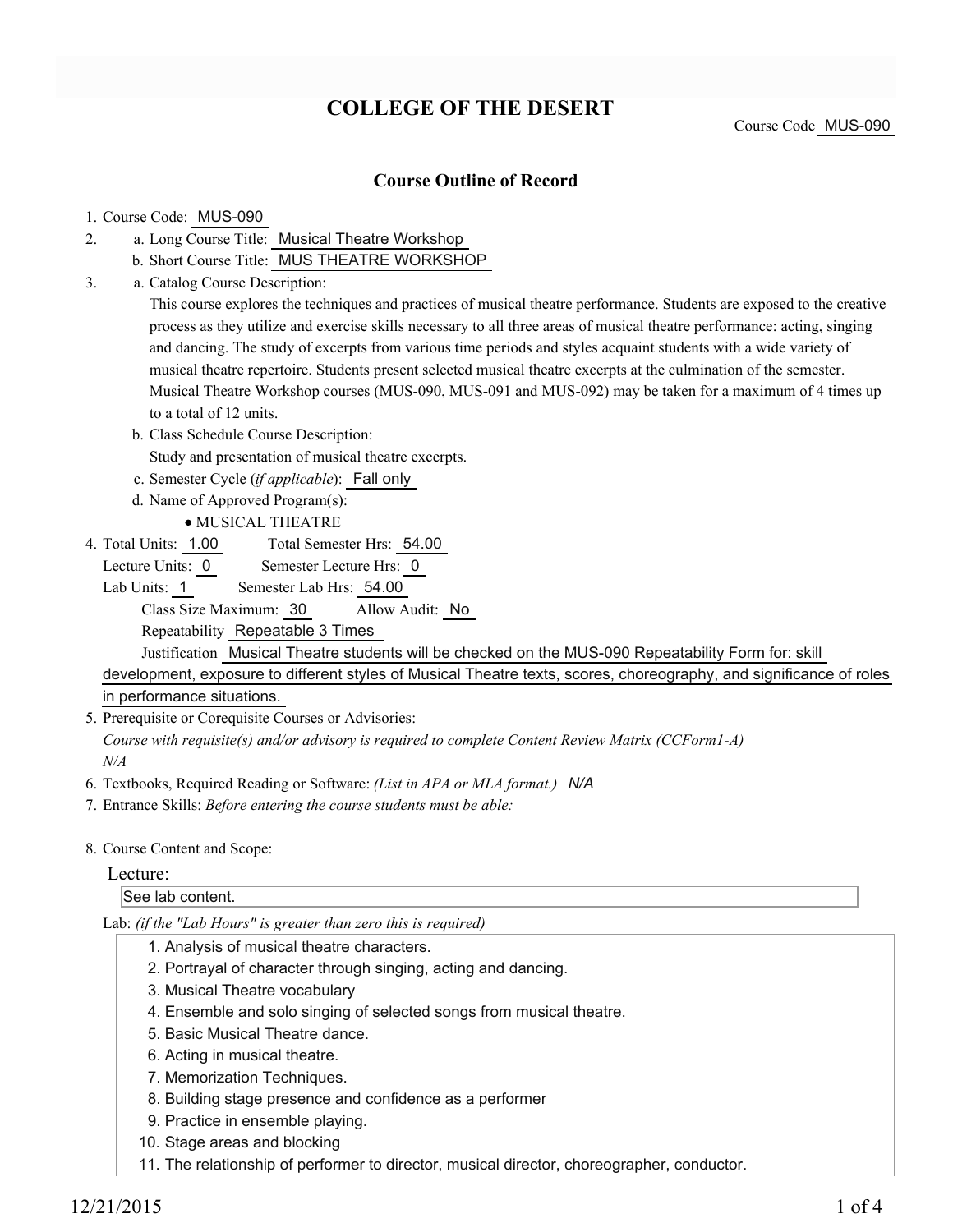# COLLEGE OF THE DESERT

Course Code MUS-090

## Course Outline of Record

1. Course Code: MUS-090
2. a. Long Course Title: Musical Theatre Workshop
   b. Short Course Title: MUS THEATRE WORKSHOP
3. a. Catalog Course Description:
   This course explores the techniques and practices of musical theatre performance. Students are exposed to the creative process as they utilize and exercise skills necessary to all three areas of musical theatre performance: acting, singing and dancing. The study of excerpts from various time periods and styles acquaint students with a wide variety of musical theatre repertoire. Students present selected musical theatre excerpts at the culmination of the semester. Musical Theatre Workshop courses (MUS-090, MUS-091 and MUS-092) may be taken for a maximum of 4 times up to a total of 12 units.
   b. Class Schedule Course Description:
   Study and presentation of musical theatre excerpts.
   c. Semester Cycle (*if applicable*): Fall only
   d. Name of Approved Program(s):
   - MUSICAL THEATRE
4. Total Units: 1.00 Total Semester Hrs: 54.00
   Lecture Units: 0 Semester Lecture Hrs: 0
   Lab Units: 1 Semester Lab Hrs: 54.00
   Class Size Maximum: 30 Allow Audit: No
   Repeatability Repeatable 3 Times
   Justification Musical Theatre students will be checked on the MUS-090 Repeatability Form for: skill development, exposure to different styles of Musical Theatre texts, scores, choreography, and significance of roles in performance situations.
5. Prerequisite or Corequisite Courses or Advisories:
   *Course with requisite(s) and/or advisory is required to complete Content Review Matrix (CCForm1-A)*
   *N/A*
6. Textbooks, Required Reading or Software: *(List in APA or MLA format.)* *N/A*
7. Entrance Skills: *Before entering the course students must be able:*
8. Course Content and Scope:

Lecture:

See lab content.

Lab: *(if the "Lab Hours" is greater than zero this is required)*

1. Analysis of musical theatre characters.
2. Portrayal of character through singing, acting and dancing.
3. Musical Theatre vocabulary
4. Ensemble and solo singing of selected songs from musical theatre.
5. Basic Musical Theatre dance.
6. Acting in musical theatre.
7. Memorization Techniques.
8. Building stage presence and confidence as a performer
9. Practice in ensemble playing.
10. Stage areas and blocking
11. The relationship of performer to director, musical director, choreographer, conductor.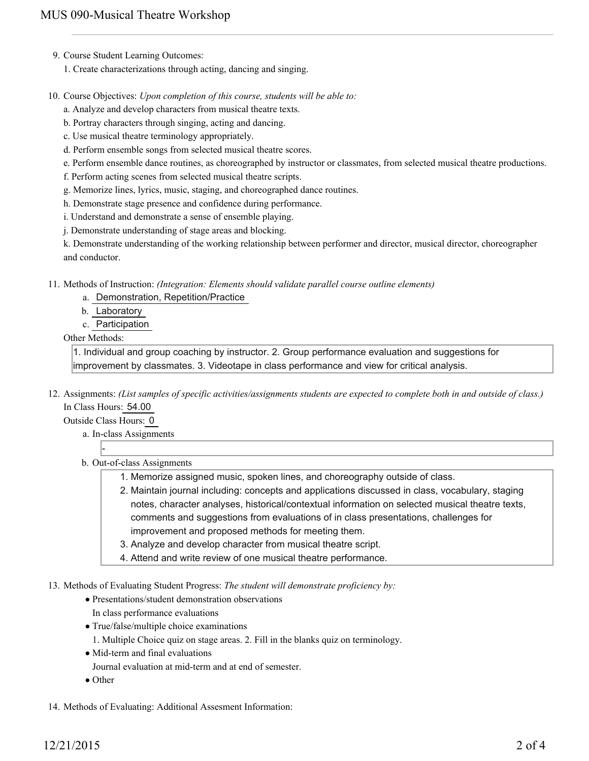9. Course Student Learning Outcomes:

   1. Create characterizations through acting, dancing and singing.

10. Course Objectives: *Upon completion of this course, students will be able to:*

    a. Analyze and develop characters from musical theatre texts.

    b. Portray characters through singing, acting and dancing.

    c. Use musical theatre terminology appropriately.

    d. Perform ensemble songs from selected musical theatre scores.

    e. Perform ensemble dance routines, as choreographed by instructor or classmates, from selected musical theatre productions.

    f. Perform acting scenes from selected musical theatre scripts.

    g. Memorize lines, lyrics, music, staging, and choreographed dance routines.

    h. Demonstrate stage presence and confidence during performance.

    i. Understand and demonstrate a sense of ensemble playing.

    j. Demonstrate understanding of stage areas and blocking.

    k. Demonstrate understanding of the working relationship between performer and director, musical director, choreographer and conductor.

11. Methods of Instruction: *(Integration: Elements should validate parallel course outline elements)*

    a. Demonstration, Repetition/Practice

    b. Laboratory

    c. Participation

    Other Methods:

    1. Individual and group coaching by instructor. 2. Group performance evaluation and suggestions for improvement by classmates. 3. Videotape in class performance and view for critical analysis.

12. Assignments: *(List samples of specific activities/assignments students are expected to complete both in and out of class.)*

    In Class Hours: 54.00

    Outside Class Hours: 0

    a. In-class Assignments

    -

    b. Out-of-class Assignments

    1. Memorize assigned music, spoken lines, and choreography outside of class.
    2. Maintain journal including: concepts and applications discussed in class, vocabulary, staging notes, character analyses, historical/contextual information on selected musical theatre texts, comments and suggestions from evaluations of in class presentations, challenges for improvement and proposed methods for meeting them.
    3. Analyze and develop character from musical theatre script.
    4. Attend and write review of one musical theatre performance.

13. Methods of Evaluating Student Progress: *The student will demonstrate proficiency by:*

    - Presentations/student demonstration observations

      In class performance evaluations
    - True/false/multiple choice examinations

      1. Multiple Choice quiz on stage areas. 2. Fill in the blanks quiz on terminology.
    - Mid-term and final evaluations

      Journal evaluation at mid-term and at end of semester.
    - Other

14. Methods of Evaluating: Additional Assesment Information: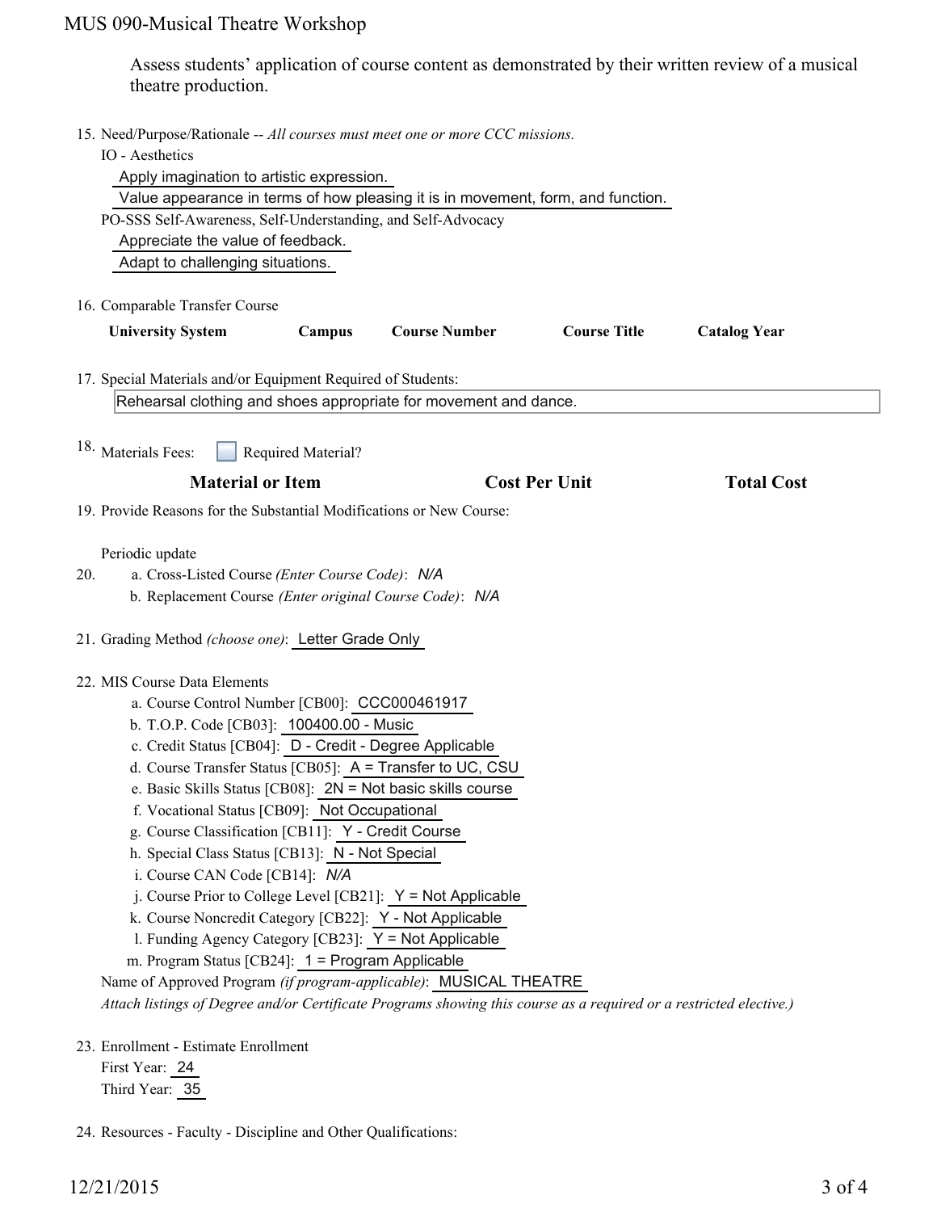Assess students' application of course content as demonstrated by their written review of a musical theatre production.

15. Need/Purpose/Rationale -- *All courses must meet one or more CCC missions.*

    IO - Aesthetics

    Apply imagination to artistic expression.

    Value appearance in terms of how pleasing it is in movement, form, and function.

    PO-SSS Self-Awareness, Self-Understanding, and Self-Advocacy

    Appreciate the value of feedback.

    Adapt to challenging situations.

16. Comparable Transfer Course

| University System | Campus | Course Number | Course Title | Catalog Year |
|---|---|---|---|---|

17. Special Materials and/or Equipment Required of Students:

    Rehearsal clothing and shoes appropriate for movement and dance.

18. Materials Fees: ☐ Required Material?

| Material or Item | Cost Per Unit | Total Cost |
|---|---|---|

19. Provide Reasons for the Substantial Modifications or New Course:

    Periodic update

20. a. Cross-Listed Course *(Enter Course Code)*: *N/A*

    b. Replacement Course *(Enter original Course Code)*: *N/A*

21. Grading Method *(choose one)*: Letter Grade Only

22. MIS Course Data Elements

    a. Course Control Number [CB00]: CCC000461917

    b. T.O.P. Code [CB03]: 100400.00 - Music

    c. Credit Status [CB04]: D - Credit - Degree Applicable

    d. Course Transfer Status [CB05]: A = Transfer to UC, CSU

    e. Basic Skills Status [CB08]: 2N = Not basic skills course

    f. Vocational Status [CB09]: Not Occupational

    g. Course Classification [CB11]: Y - Credit Course

    h. Special Class Status [CB13]: N - Not Special

    i. Course CAN Code [CB14]: *N/A*

    j. Course Prior to College Level [CB21]: Y = Not Applicable

    k. Course Noncredit Category [CB22]: Y - Not Applicable

    l. Funding Agency Category [CB23]: Y = Not Applicable

    m. Program Status [CB24]: 1 = Program Applicable

    Name of Approved Program *(if program-applicable)*: MUSICAL THEATRE

    *Attach listings of Degree and/or Certificate Programs showing this course as a required or a restricted elective.)*

23. Enrollment - Estimate Enrollment

    First Year: 24

    Third Year: 35

24. Resources - Faculty - Discipline and Other Qualifications: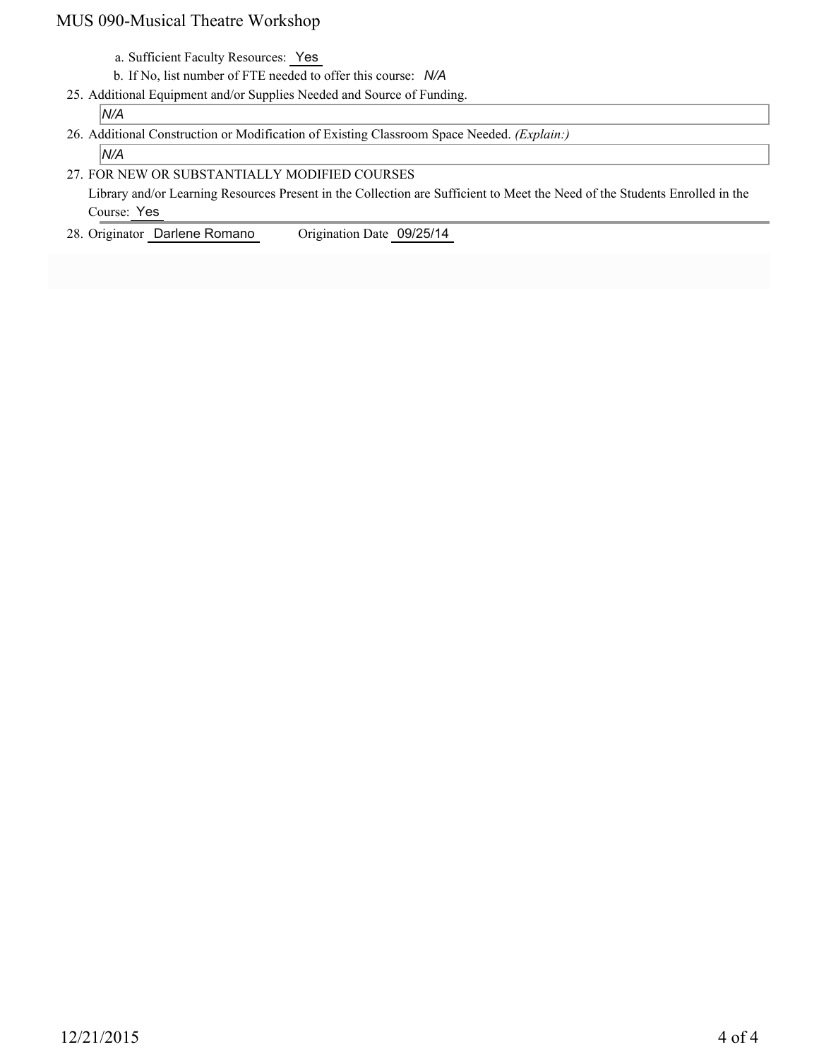a. Sufficient Faculty Resources: Yes

b. If No, list number of FTE needed to offer this course: *N/A*

25. Additional Equipment and/or Supplies Needed and Source of Funding.

    *N/A*

26. Additional Construction or Modification of Existing Classroom Space Needed. *(Explain:)*

    *N/A*

27. FOR NEW OR SUBSTANTIALLY MODIFIED COURSES

    Library and/or Learning Resources Present in the Collection are Sufficient to Meet the Need of the Students Enrolled in the Course: Yes

28. Originator Darlene Romano Origination Date 09/25/14